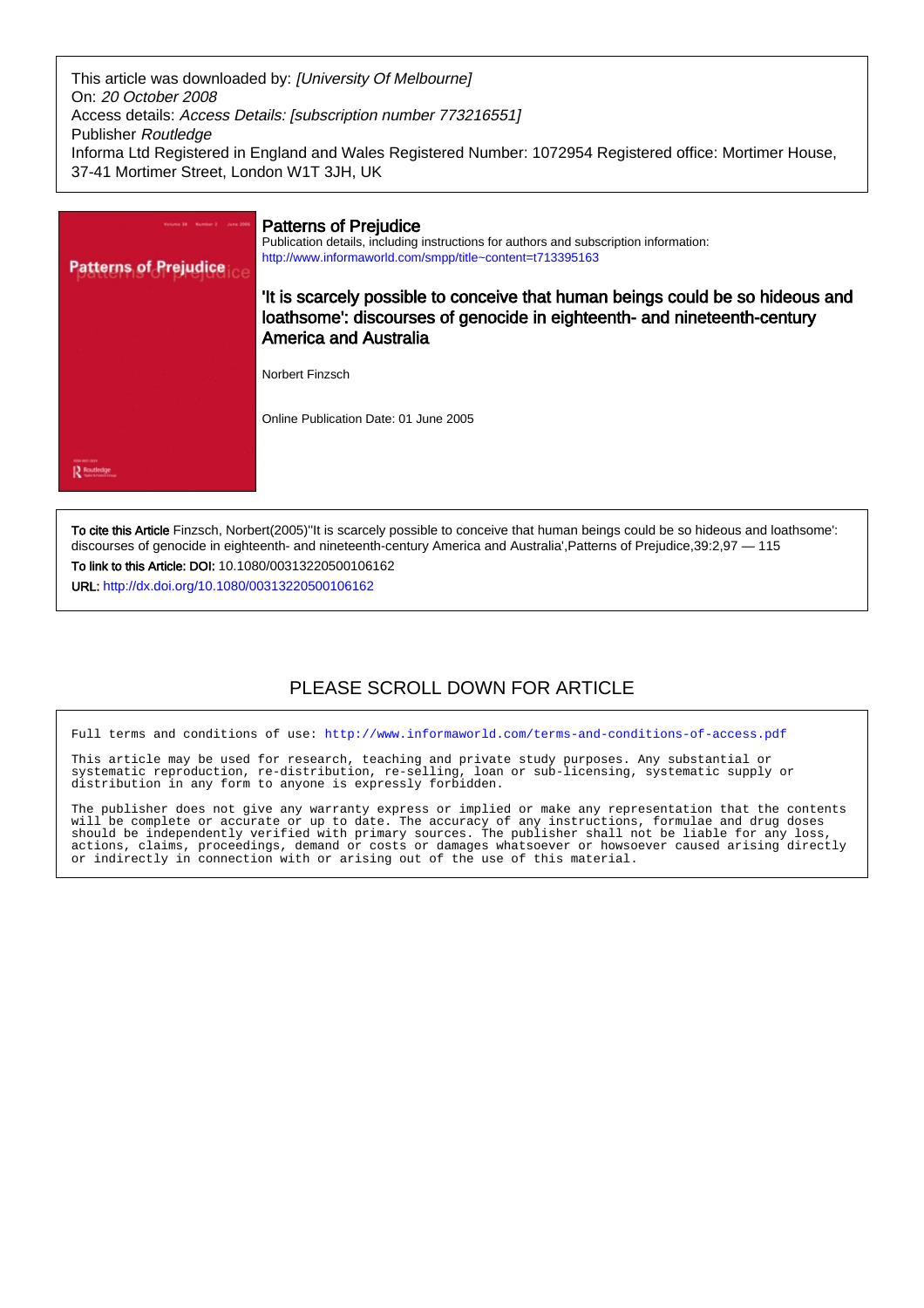This article was downloaded by: *[University Of Melbourne]*
On: *20 October 2008*
Access details: *Access Details: [subscription number 773216551]*
Publisher *Routledge*
Informa Ltd Registered in England and Wales Registered Number: 1072954 Registered office: Mortimer House, 37-41 Mortimer Street, London W1T 3JH, UK

# Patterns of Prejudice

Publication details, including instructions for authors and subscription information:
http://www.informaworld.com/smpp/title~content=t713395163

## 'It is scarcely possible to conceive that human beings could be so hideous and loathsome': discourses of genocide in eighteenth- and nineteenth-century America and Australia

Norbert Finzsch

Online Publication Date: 01 June 2005

**To cite this Article** Finzsch, Norbert(2005)''It is scarcely possible to conceive that human beings could be so hideous and loathsome': discourses of genocide in eighteenth- and nineteenth-century America and Australia',Patterns of Prejudice,39:2,97 — 115

**To link to this Article: DOI:** 10.1080/00313220500106162

**URL:** http://dx.doi.org/10.1080/00313220500106162

PLEASE SCROLL DOWN FOR ARTICLE

Full terms and conditions of use: http://www.informaworld.com/terms-and-conditions-of-access.pdf

This article may be used for research, teaching and private study purposes. Any substantial or systematic reproduction, re-distribution, re-selling, loan or sub-licensing, systematic supply or distribution in any form to anyone is expressly forbidden.

The publisher does not give any warranty express or implied or make any representation that the contents will be complete or accurate or up to date. The accuracy of any instructions, formulae and drug doses should be independently verified with primary sources. The publisher shall not be liable for any loss, actions, claims, proceedings, demand or costs or damages whatsoever or howsoever caused arising directly or indirectly in connection with or arising out of the use of this material.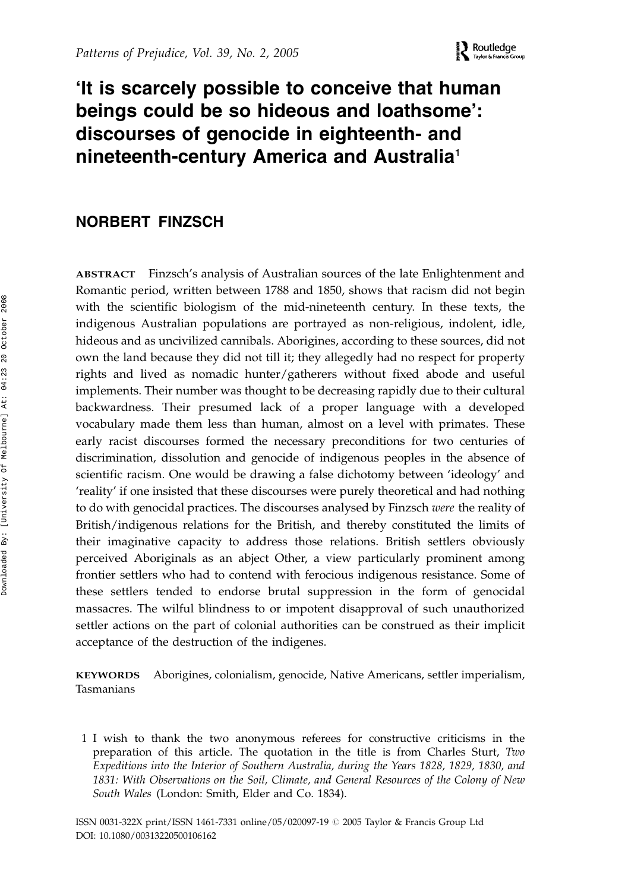# 'It is scarcely possible to conceive that human beings could be so hideous and loathsome': discourses of genocide in eighteenth- and nineteenth-century America and Australia[1]

## NORBERT FINZSCH

**ABSTRACT** Finzsch's analysis of Australian sources of the late Enlightenment and Romantic period, written between 1788 and 1850, shows that racism did not begin with the scientific biologism of the mid-nineteenth century. In these texts, the indigenous Australian populations are portrayed as non-religious, indolent, idle, hideous and as uncivilized cannibals. Aborigines, according to these sources, did not own the land because they did not till it; they allegedly had no respect for property rights and lived as nomadic hunter/gatherers without fixed abode and useful implements. Their number was thought to be decreasing rapidly due to their cultural backwardness. Their presumed lack of a proper language with a developed vocabulary made them less than human, almost on a level with primates. These early racist discourses formed the necessary preconditions for two centuries of discrimination, dissolution and genocide of indigenous peoples in the absence of scientific racism. One would be drawing a false dichotomy between 'ideology' and 'reality' if one insisted that these discourses were purely theoretical and had nothing to do with genocidal practices. The discourses analysed by Finzsch *were* the reality of British/indigenous relations for the British, and thereby constituted the limits of their imaginative capacity to address those relations. British settlers obviously perceived Aboriginals as an abject Other, a view particularly prominent among frontier settlers who had to contend with ferocious indigenous resistance. Some of these settlers tended to endorse brutal suppression in the form of genocidal massacres. The wilful blindness to or impotent disapproval of such unauthorized settler actions on the part of colonial authorities can be construed as their implicit acceptance of the destruction of the indigenes.

**KEYWORDS** Aborigines, colonialism, genocide, Native Americans, settler imperialism, Tasmanians

1 I wish to thank the two anonymous referees for constructive criticisms in the preparation of this article. The quotation in the title is from Charles Sturt, *Two Expeditions into the Interior of Southern Australia, during the Years 1828, 1829, 1830, and 1831: With Observations on the Soil, Climate, and General Resources of the Colony of New South Wales* (London: Smith, Elder and Co. 1834).

ISSN 0031-322X print/ISSN 1461-7331 online/05/020097-19 © 2005 Taylor & Francis Group Ltd
DOI: 10.1080/00313220500106162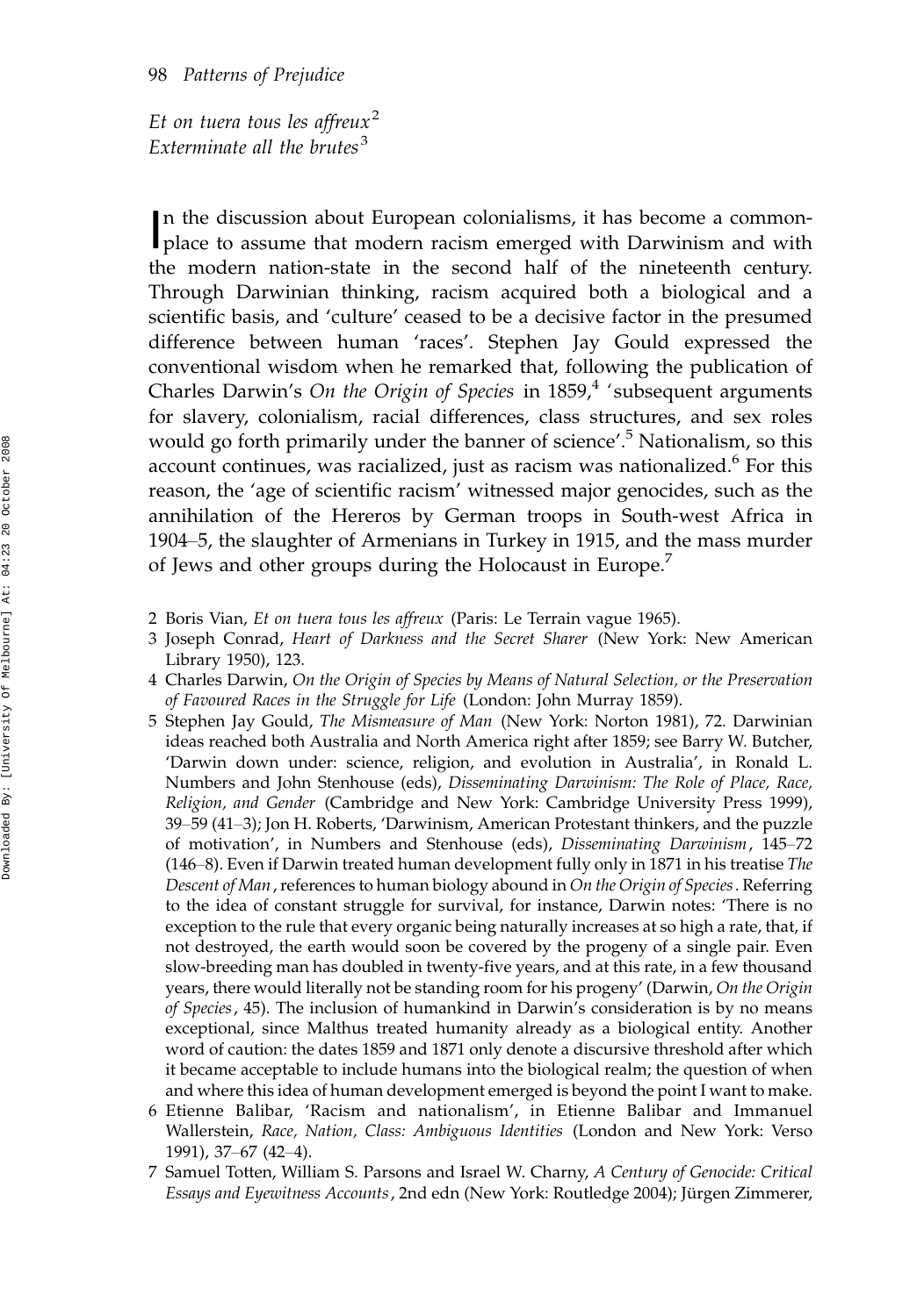*Et on tuera tous les affreux*[2]
*Exterminate all the brutes*[3]

In the discussion about European colonialisms, it has become a commonplace to assume that modern racism emerged with Darwinism and with the modern nation-state in the second half of the nineteenth century. Through Darwinian thinking, racism acquired both a biological and a scientific basis, and 'culture' ceased to be a decisive factor in the presumed difference between human 'races'. Stephen Jay Gould expressed the conventional wisdom when he remarked that, following the publication of Charles Darwin's *On the Origin of Species* in 1859,[4] 'subsequent arguments for slavery, colonialism, racial differences, class structures, and sex roles would go forth primarily under the banner of science'.[5] Nationalism, so this account continues, was racialized, just as racism was nationalized.[6] For this reason, the 'age of scientific racism' witnessed major genocides, such as the annihilation of the Hereros by German troops in South-west Africa in 1904–5, the slaughter of Armenians in Turkey in 1915, and the mass murder of Jews and other groups during the Holocaust in Europe.[7]

2 Boris Vian, *Et on tuera tous les affreux* (Paris: Le Terrain vague 1965).

3 Joseph Conrad, *Heart of Darkness and the Secret Sharer* (New York: New American Library 1950), 123.

4 Charles Darwin, *On the Origin of Species by Means of Natural Selection, or the Preservation of Favoured Races in the Struggle for Life* (London: John Murray 1859).

5 Stephen Jay Gould, *The Mismeasure of Man* (New York: Norton 1981), 72. Darwinian ideas reached both Australia and North America right after 1859; see Barry W. Butcher, 'Darwin down under: science, religion, and evolution in Australia', in Ronald L. Numbers and John Stenhouse (eds), *Disseminating Darwinism: The Role of Place, Race, Religion, and Gender* (Cambridge and New York: Cambridge University Press 1999), 39–59 (41–3); Jon H. Roberts, 'Darwinism, American Protestant thinkers, and the puzzle of motivation', in Numbers and Stenhouse (eds), *Disseminating Darwinism*, 145–72 (146–8). Even if Darwin treated human development fully only in 1871 in his treatise *The Descent of Man*, references to human biology abound in *On the Origin of Species*. Referring to the idea of constant struggle for survival, for instance, Darwin notes: 'There is no exception to the rule that every organic being naturally increases at so high a rate, that, if not destroyed, the earth would soon be covered by the progeny of a single pair. Even slow-breeding man has doubled in twenty-five years, and at this rate, in a few thousand years, there would literally not be standing room for his progeny' (Darwin, *On the Origin of Species*, 45). The inclusion of humankind in Darwin's consideration is by no means exceptional, since Malthus treated humanity already as a biological entity. Another word of caution: the dates 1859 and 1871 only denote a discursive threshold after which it became acceptable to include humans into the biological realm; the question of when and where this idea of human development emerged is beyond the point I want to make.

6 Etienne Balibar, 'Racism and nationalism', in Etienne Balibar and Immanuel Wallerstein, *Race, Nation, Class: Ambiguous Identities* (London and New York: Verso 1991), 37–67 (42–4).

7 Samuel Totten, William S. Parsons and Israel W. Charny, *A Century of Genocide: Critical Essays and Eyewitness Accounts*, 2nd edn (New York: Routledge 2004); Jürgen Zimmerer,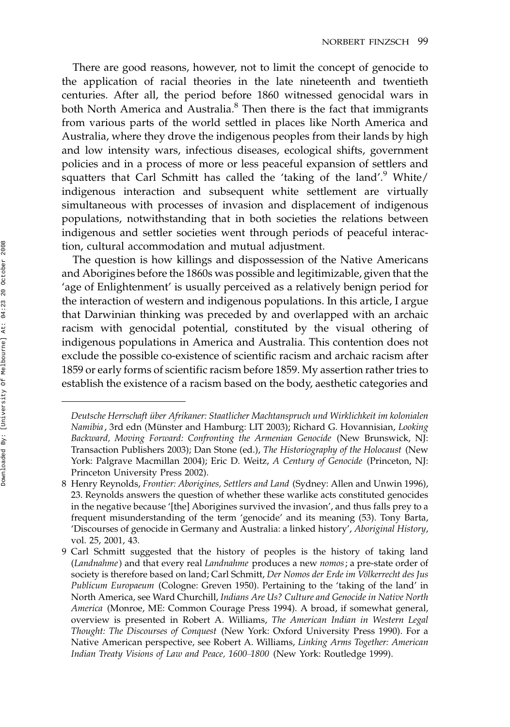There are good reasons, however, not to limit the concept of genocide to the application of racial theories in the late nineteenth and twentieth centuries. After all, the period before 1860 witnessed genocidal wars in both North America and Australia.[8] Then there is the fact that immigrants from various parts of the world settled in places like North America and Australia, where they drove the indigenous peoples from their lands by high and low intensity wars, infectious diseases, ecological shifts, government policies and in a process of more or less peaceful expansion of settlers and squatters that Carl Schmitt has called the 'taking of the land'.[9] White/indigenous interaction and subsequent white settlement are virtually simultaneous with processes of invasion and displacement of indigenous populations, notwithstanding that in both societies the relations between indigenous and settler societies went through periods of peaceful interaction, cultural accommodation and mutual adjustment.

The question is how killings and dispossession of the Native Americans and Aborigines before the 1860s was possible and legitimizable, given that the 'age of Enlightenment' is usually perceived as a relatively benign period for the interaction of western and indigenous populations. In this article, I argue that Darwinian thinking was preceded by and overlapped with an archaic racism with genocidal potential, constituted by the visual othering of indigenous populations in America and Australia. This contention does not exclude the possible co-existence of scientific racism and archaic racism after 1859 or early forms of scientific racism before 1859. My assertion rather tries to establish the existence of a racism based on the body, aesthetic categories and

---

*Deutsche Herrschaft über Afrikaner: Staatlicher Machtanspruch und Wirklichkeit im kolonialen Namibia*, 3rd edn (Münster and Hamburg: LIT 2003); Richard G. Hovannisian, *Looking Backward, Moving Forward: Confronting the Armenian Genocide* (New Brunswick, NJ: Transaction Publishers 2003); Dan Stone (ed.), *The Historiography of the Holocaust* (New York: Palgrave Macmillan 2004); Eric D. Weitz, *A Century of Genocide* (Princeton, NJ: Princeton University Press 2002).

8 Henry Reynolds, *Frontier: Aborigines, Settlers and Land* (Sydney: Allen and Unwin 1996), 23. Reynolds answers the question of whether these warlike acts constituted genocides in the negative because '[the] Aborigines survived the invasion', and thus falls prey to a frequent misunderstanding of the term 'genocide' and its meaning (53). Tony Barta, 'Discourses of genocide in Germany and Australia: a linked history', *Aboriginal History*, vol. 25, 2001, 43.

9 Carl Schmitt suggested that the history of peoples is the history of taking land (*Landnahme*) and that every real *Landnahme* produces a new *nomos*; a pre-state order of society is therefore based on land; Carl Schmitt, *Der Nomos der Erde im Völkerrecht des Jus Publicum Europaeum* (Cologne: Greven 1950). Pertaining to the 'taking of the land' in North America, see Ward Churchill, *Indians Are Us? Culture and Genocide in Native North America* (Monroe, ME: Common Courage Press 1994). A broad, if somewhat general, overview is presented in Robert A. Williams, *The American Indian in Western Legal Thought: The Discourses of Conquest* (New York: Oxford University Press 1990). For a Native American perspective, see Robert A. Williams, *Linking Arms Together: American Indian Treaty Visions of Law and Peace, 1600–1800* (New York: Routledge 1999).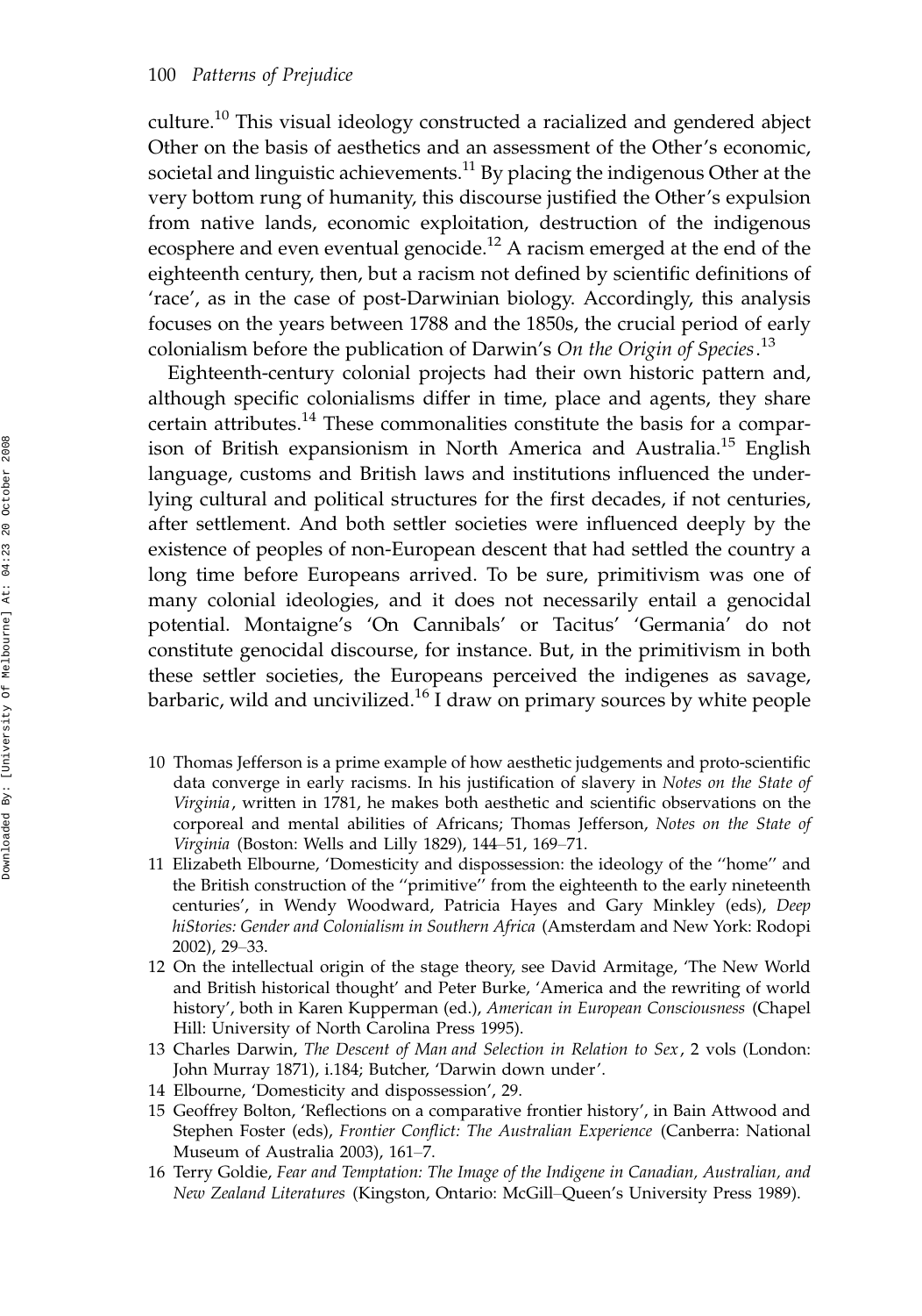culture.[10] This visual ideology constructed a racialized and gendered abject Other on the basis of aesthetics and an assessment of the Other's economic, societal and linguistic achievements.[11] By placing the indigenous Other at the very bottom rung of humanity, this discourse justified the Other's expulsion from native lands, economic exploitation, destruction of the indigenous ecosphere and even eventual genocide.[12] A racism emerged at the end of the eighteenth century, then, but a racism not defined by scientific definitions of 'race', as in the case of post-Darwinian biology. Accordingly, this analysis focuses on the years between 1788 and the 1850s, the crucial period of early colonialism before the publication of Darwin's *On the Origin of Species*.[13]

Eighteenth-century colonial projects had their own historic pattern and, although specific colonialisms differ in time, place and agents, they share certain attributes.[14] These commonalities constitute the basis for a comparison of British expansionism in North America and Australia.[15] English language, customs and British laws and institutions influenced the underlying cultural and political structures for the first decades, if not centuries, after settlement. And both settler societies were influenced deeply by the existence of peoples of non-European descent that had settled the country a long time before Europeans arrived. To be sure, primitivism was one of many colonial ideologies, and it does not necessarily entail a genocidal potential. Montaigne's 'On Cannibals' or Tacitus' 'Germania' do not constitute genocidal discourse, for instance. But, in the primitivism in both these settler societies, the Europeans perceived the indigenes as savage, barbaric, wild and uncivilized.[16] I draw on primary sources by white people

10 Thomas Jefferson is a prime example of how aesthetic judgements and proto-scientific data converge in early racisms. In his justification of slavery in *Notes on the State of Virginia*, written in 1781, he makes both aesthetic and scientific observations on the corporeal and mental abilities of Africans; Thomas Jefferson, *Notes on the State of Virginia* (Boston: Wells and Lilly 1829), 144–51, 169–71.

11 Elizabeth Elbourne, 'Domesticity and dispossession: the ideology of the "home" and the British construction of the "primitive" from the eighteenth to the early nineteenth centuries', in Wendy Woodward, Patricia Hayes and Gary Minkley (eds), *Deep hiStories: Gender and Colonialism in Southern Africa* (Amsterdam and New York: Rodopi 2002), 29–33.

12 On the intellectual origin of the stage theory, see David Armitage, 'The New World and British historical thought' and Peter Burke, 'America and the rewriting of world history', both in Karen Kupperman (ed.), *American in European Consciousness* (Chapel Hill: University of North Carolina Press 1995).

13 Charles Darwin, *The Descent of Man and Selection in Relation to Sex*, 2 vols (London: John Murray 1871), i.184; Butcher, 'Darwin down under'.

14 Elbourne, 'Domesticity and dispossession', 29.

15 Geoffrey Bolton, 'Reflections on a comparative frontier history', in Bain Attwood and Stephen Foster (eds), *Frontier Conflict: The Australian Experience* (Canberra: National Museum of Australia 2003), 161–7.

16 Terry Goldie, *Fear and Temptation: The Image of the Indigene in Canadian, Australian, and New Zealand Literatures* (Kingston, Ontario: McGill–Queen's University Press 1989).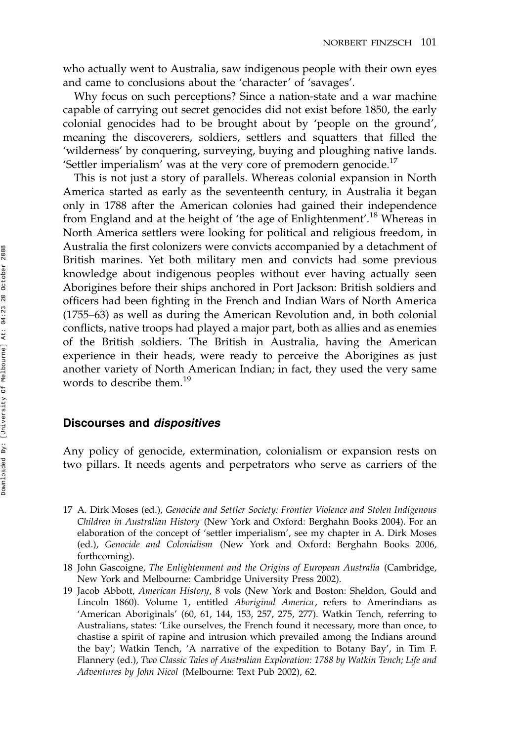who actually went to Australia, saw indigenous people with their own eyes and came to conclusions about the 'character' of 'savages'.

Why focus on such perceptions? Since a nation-state and a war machine capable of carrying out secret genocides did not exist before 1850, the early colonial genocides had to be brought about by 'people on the ground', meaning the discoverers, soldiers, settlers and squatters that filled the 'wilderness' by conquering, surveying, buying and ploughing native lands. 'Settler imperialism' was at the very core of premodern genocide.[17]

This is not just a story of parallels. Whereas colonial expansion in North America started as early as the seventeenth century, in Australia it began only in 1788 after the American colonies had gained their independence from England and at the height of 'the age of Enlightenment'.[18] Whereas in North America settlers were looking for political and religious freedom, in Australia the first colonizers were convicts accompanied by a detachment of British marines. Yet both military men and convicts had some previous knowledge about indigenous peoples without ever having actually seen Aborigines before their ships anchored in Port Jackson: British soldiers and officers had been fighting in the French and Indian Wars of North America (1755–63) as well as during the American Revolution and, in both colonial conflicts, native troops had played a major part, both as allies and as enemies of the British soldiers. The British in Australia, having the American experience in their heads, were ready to perceive the Aborigines as just another variety of North American Indian; in fact, they used the very same words to describe them.[19]

## Discourses and *dispositives*

Any policy of genocide, extermination, colonialism or expansion rests on two pillars. It needs agents and perpetrators who serve as carriers of the

17 A. Dirk Moses (ed.), *Genocide and Settler Society: Frontier Violence and Stolen Indigenous Children in Australian History* (New York and Oxford: Berghahn Books 2004). For an elaboration of the concept of 'settler imperialism', see my chapter in A. Dirk Moses (ed.), *Genocide and Colonialism* (New York and Oxford: Berghahn Books 2006, forthcoming).

18 John Gascoigne, *The Enlightenment and the Origins of European Australia* (Cambridge, New York and Melbourne: Cambridge University Press 2002).

19 Jacob Abbott, *American History*, 8 vols (New York and Boston: Sheldon, Gould and Lincoln 1860). Volume 1, entitled *Aboriginal America*, refers to Amerindians as 'American Aboriginals' (60, 61, 144, 153, 257, 275, 277). Watkin Tench, referring to Australians, states: 'Like ourselves, the French found it necessary, more than once, to chastise a spirit of rapine and intrusion which prevailed among the Indians around the bay'; Watkin Tench, 'A narrative of the expedition to Botany Bay', in Tim F. Flannery (ed.), *Two Classic Tales of Australian Exploration: 1788 by Watkin Tench; Life and Adventures by John Nicol* (Melbourne: Text Pub 2002), 62.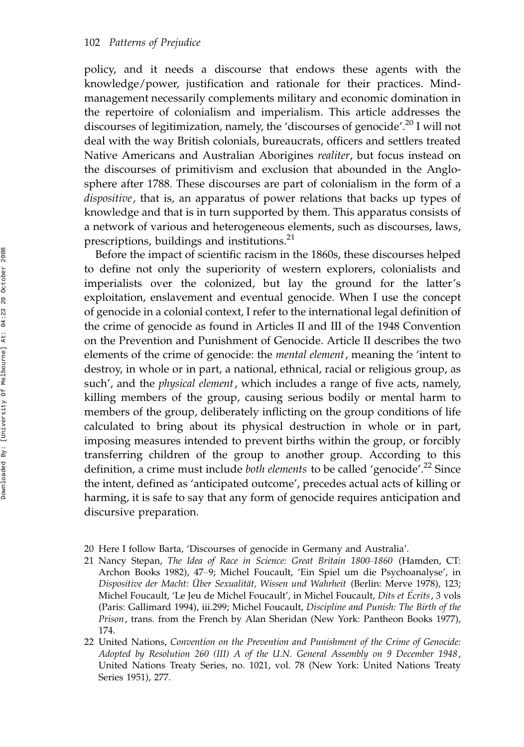policy, and it needs a discourse that endows these agents with the knowledge/power, justification and rationale for their practices. Mind-management necessarily complements military and economic domination in the repertoire of colonialism and imperialism. This article addresses the discourses of legitimization, namely, the 'discourses of genocide'.[20] I will not deal with the way British colonials, bureaucrats, officers and settlers treated Native Americans and Australian Aborigines *realiter*, but focus instead on the discourses of primitivism and exclusion that abounded in the Anglosphere after 1788. These discourses are part of colonialism in the form of a *dispositive*, that is, an apparatus of power relations that backs up types of knowledge and that is in turn supported by them. This apparatus consists of a network of various and heterogeneous elements, such as discourses, laws, prescriptions, buildings and institutions.[21]

Before the impact of scientific racism in the 1860s, these discourses helped to define not only the superiority of western explorers, colonialists and imperialists over the colonized, but lay the ground for the latter's exploitation, enslavement and eventual genocide. When I use the concept of genocide in a colonial context, I refer to the international legal definition of the crime of genocide as found in Articles II and III of the 1948 Convention on the Prevention and Punishment of Genocide. Article II describes the two elements of the crime of genocide: the *mental element*, meaning the 'intent to destroy, in whole or in part, a national, ethnical, racial or religious group, as such', and the *physical element*, which includes a range of five acts, namely, killing members of the group, causing serious bodily or mental harm to members of the group, deliberately inflicting on the group conditions of life calculated to bring about its physical destruction in whole or in part, imposing measures intended to prevent births within the group, or forcibly transferring children of the group to another group. According to this definition, a crime must include *both elements* to be called 'genocide'.[22] Since the intent, defined as 'anticipated outcome', precedes actual acts of killing or harming, it is safe to say that any form of genocide requires anticipation and discursive preparation.

20 Here I follow Barta, 'Discourses of genocide in Germany and Australia'.

21 Nancy Stepan, *The Idea of Race in Science: Great Britain 1800–1860* (Hamden, CT: Archon Books 1982), 47–9; Michel Foucault, 'Ein Spiel um die Psychoanalyse', in *Dispositive der Macht: Über Sexualität, Wissen und Wahrheit* (Berlin: Merve 1978), 123; Michel Foucault, 'Le Jeu de Michel Foucault', in Michel Foucault, *Dits et Écrits*, 3 vols (Paris: Gallimard 1994), iii.299; Michel Foucault, *Discipline and Punish: The Birth of the Prison*, trans. from the French by Alan Sheridan (New York: Pantheon Books 1977), 174.

22 United Nations, *Convention on the Prevention and Punishment of the Crime of Genocide: Adopted by Resolution 260 (III) A of the U.N. General Assembly on 9 December 1948*, United Nations Treaty Series, no. 1021, vol. 78 (New York: United Nations Treaty Series 1951), 277.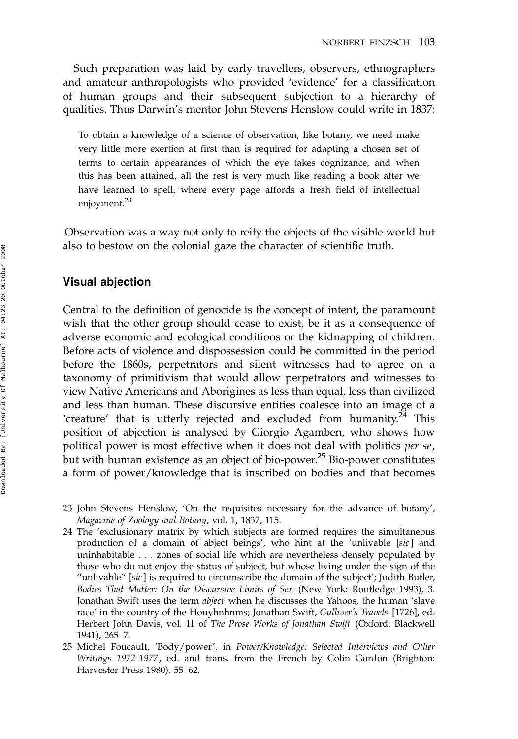Such preparation was laid by early travellers, observers, ethnographers and amateur anthropologists who provided 'evidence' for a classification of human groups and their subsequent subjection to a hierarchy of qualities. Thus Darwin's mentor John Stevens Henslow could write in 1837:

> To obtain a knowledge of a science of observation, like botany, we need make very little more exertion at first than is required for adapting a chosen set of terms to certain appearances of which the eye takes cognizance, and when this has been attained, all the rest is very much like reading a book after we have learned to spell, where every page affords a fresh field of intellectual enjoyment.[23]

Observation was a way not only to reify the objects of the visible world but also to bestow on the colonial gaze the character of scientific truth.

## Visual abjection

Central to the definition of genocide is the concept of intent, the paramount wish that the other group should cease to exist, be it as a consequence of adverse economic and ecological conditions or the kidnapping of children. Before acts of violence and dispossession could be committed in the period before the 1860s, perpetrators and silent witnesses had to agree on a taxonomy of primitivism that would allow perpetrators and witnesses to view Native Americans and Aborigines as less than equal, less than civilized and less than human. These discursive entities coalesce into an image of a 'creature' that is utterly rejected and excluded from humanity.[24] This position of abjection is analysed by Giorgio Agamben, who shows how political power is most effective when it does not deal with politics *per se*, but with human existence as an object of bio-power.[25] Bio-power constitutes a form of power/knowledge that is inscribed on bodies and that becomes

23 John Stevens Henslow, 'On the requisites necessary for the advance of botany', *Magazine of Zoology and Botany*, vol. 1, 1837, 115.

24 The 'exclusionary matrix by which subjects are formed requires the simultaneous production of a domain of abject beings', who hint at the 'unlivable [*sic*] and uninhabitable . . . zones of social life which are nevertheless densely populated by those who do not enjoy the status of subject, but whose living under the sign of the "unlivable" [*sic*] is required to circumscribe the domain of the subject'; Judith Butler, *Bodies That Matter: On the Discursive Limits of Sex* (New York: Routledge 1993), 3. Jonathan Swift uses the term *abject* when he discusses the Yahoos, the human 'slave race' in the country of the Houyhnhnms; Jonathan Swift, *Gulliver's Travels* [1726], ed. Herbert John Davis, vol. 11 of *The Prose Works of Jonathan Swift* (Oxford: Blackwell 1941), 265–7.

25 Michel Foucault, 'Body/power', in *Power/Knowledge: Selected Interviews and Other Writings 1972–1977*, ed. and trans. from the French by Colin Gordon (Brighton: Harvester Press 1980), 55–62.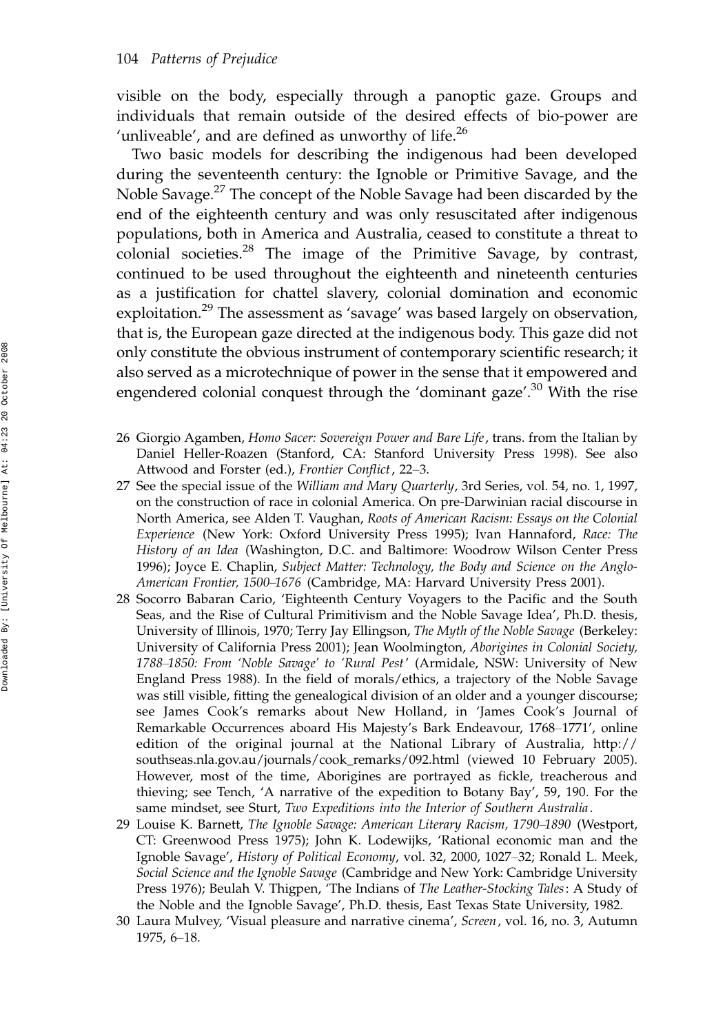visible on the body, especially through a panoptic gaze. Groups and individuals that remain outside of the desired effects of bio-power are 'unliveable', and are defined as unworthy of life.[26]

Two basic models for describing the indigenous had been developed during the seventeenth century: the Ignoble or Primitive Savage, and the Noble Savage.[27] The concept of the Noble Savage had been discarded by the end of the eighteenth century and was only resuscitated after indigenous populations, both in America and Australia, ceased to constitute a threat to colonial societies.[28] The image of the Primitive Savage, by contrast, continued to be used throughout the eighteenth and nineteenth centuries as a justification for chattel slavery, colonial domination and economic exploitation.[29] The assessment as 'savage' was based largely on observation, that is, the European gaze directed at the indigenous body. This gaze did not only constitute the obvious instrument of contemporary scientific research; it also served as a microtechnique of power in the sense that it empowered and engendered colonial conquest through the 'dominant gaze'.[30] With the rise

26 Giorgio Agamben, *Homo Sacer: Sovereign Power and Bare Life*, trans. from the Italian by Daniel Heller-Roazen (Stanford, CA: Stanford University Press 1998). See also Attwood and Forster (ed.), *Frontier Conflict*, 22–3.

27 See the special issue of the *William and Mary Quarterly*, 3rd Series, vol. 54, no. 1, 1997, on the construction of race in colonial America. On pre-Darwinian racial discourse in North America, see Alden T. Vaughan, *Roots of American Racism: Essays on the Colonial Experience* (New York: Oxford University Press 1995); Ivan Hannaford, *Race: The History of an Idea* (Washington, D.C. and Baltimore: Woodrow Wilson Center Press 1996); Joyce E. Chaplin, *Subject Matter: Technology, the Body and Science on the Anglo-American Frontier, 1500–1676* (Cambridge, MA: Harvard University Press 2001).

28 Socorro Babaran Cario, 'Eighteenth Century Voyagers to the Pacific and the South Seas, and the Rise of Cultural Primitivism and the Noble Savage Idea', Ph.D. thesis, University of Illinois, 1970; Terry Jay Ellingson, *The Myth of the Noble Savage* (Berkeley: University of California Press 2001); Jean Woolmington, *Aborigines in Colonial Society, 1788–1850: From 'Noble Savage' to 'Rural Pest'* (Armidale, NSW: University of New England Press 1988). In the field of morals/ethics, a trajectory of the Noble Savage was still visible, fitting the genealogical division of an older and a younger discourse; see James Cook's remarks about New Holland, in 'James Cook's Journal of Remarkable Occurrences aboard His Majesty's Bark Endeavour, 1768–1771', online edition of the original journal at the National Library of Australia, http://southseas.nla.gov.au/journals/cook_remarks/092.html (viewed 10 February 2005). However, most of the time, Aborigines are portrayed as fickle, treacherous and thieving; see Tench, 'A narrative of the expedition to Botany Bay', 59, 190. For the same mindset, see Sturt, *Two Expeditions into the Interior of Southern Australia*.

29 Louise K. Barnett, *The Ignoble Savage: American Literary Racism, 1790–1890* (Westport, CT: Greenwood Press 1975); John K. Lodewijks, 'Rational economic man and the Ignoble Savage', *History of Political Economy*, vol. 32, 2000, 1027–32; Ronald L. Meek, *Social Science and the Ignoble Savage* (Cambridge and New York: Cambridge University Press 1976); Beulah V. Thigpen, 'The Indians of *The Leather-Stocking Tales*: A Study of the Noble and the Ignoble Savage', Ph.D. thesis, East Texas State University, 1982.

30 Laura Mulvey, 'Visual pleasure and narrative cinema', *Screen*, vol. 16, no. 3, Autumn 1975, 6–18.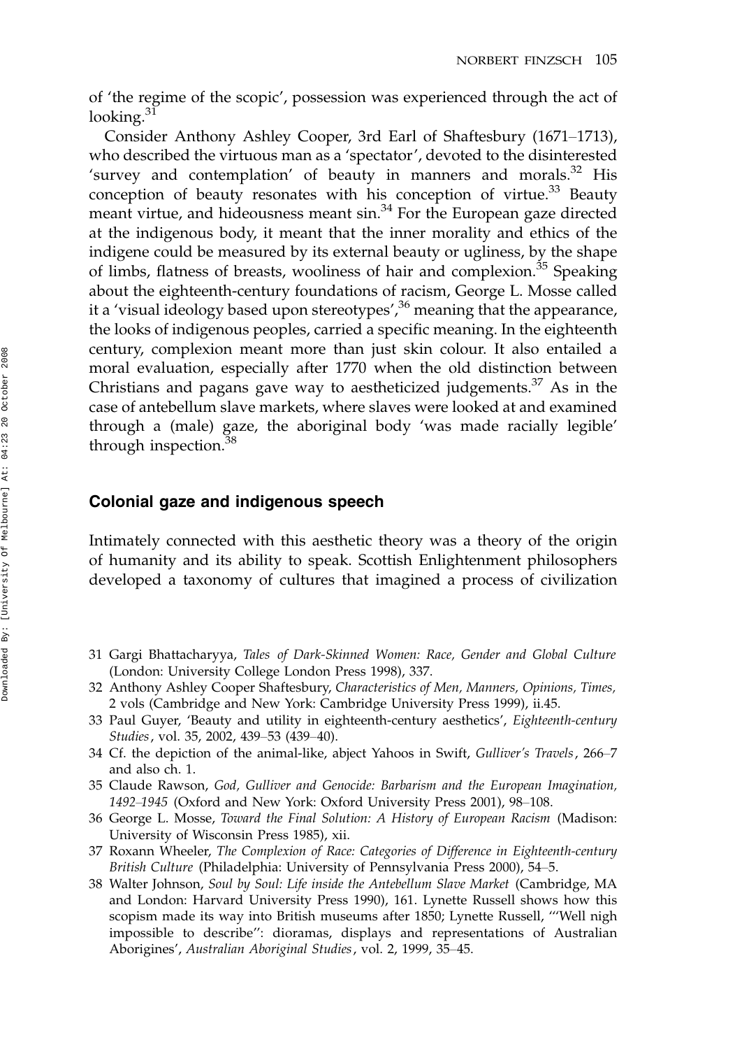of 'the regime of the scopic', possession was experienced through the act of looking.[31]

Consider Anthony Ashley Cooper, 3rd Earl of Shaftesbury (1671–1713), who described the virtuous man as a 'spectator', devoted to the disinterested 'survey and contemplation' of beauty in manners and morals.[32] His conception of beauty resonates with his conception of virtue.[33] Beauty meant virtue, and hideousness meant sin.[34] For the European gaze directed at the indigenous body, it meant that the inner morality and ethics of the indigene could be measured by its external beauty or ugliness, by the shape of limbs, flatness of breasts, wooliness of hair and complexion.[35] Speaking about the eighteenth-century foundations of racism, George L. Mosse called it a 'visual ideology based upon stereotypes',[36] meaning that the appearance, the looks of indigenous peoples, carried a specific meaning. In the eighteenth century, complexion meant more than just skin colour. It also entailed a moral evaluation, especially after 1770 when the old distinction between Christians and pagans gave way to aestheticized judgements.[37] As in the case of antebellum slave markets, where slaves were looked at and examined through a (male) gaze, the aboriginal body 'was made racially legible' through inspection.[38]

## Colonial gaze and indigenous speech

Intimately connected with this aesthetic theory was a theory of the origin of humanity and its ability to speak. Scottish Enlightenment philosophers developed a taxonomy of cultures that imagined a process of civilization

31 Gargi Bhattacharyya, *Tales of Dark-Skinned Women: Race, Gender and Global Culture* (London: University College London Press 1998), 337.

32 Anthony Ashley Cooper Shaftesbury, *Characteristics of Men, Manners, Opinions, Times,* 2 vols (Cambridge and New York: Cambridge University Press 1999), ii.45.

33 Paul Guyer, 'Beauty and utility in eighteenth-century aesthetics', *Eighteenth-century Studies*, vol. 35, 2002, 439–53 (439–40).

34 Cf. the depiction of the animal-like, abject Yahoos in Swift, *Gulliver's Travels*, 266–7 and also ch. 1.

35 Claude Rawson, *God, Gulliver and Genocide: Barbarism and the European Imagination, 1492–1945* (Oxford and New York: Oxford University Press 2001), 98–108.

36 George L. Mosse, *Toward the Final Solution: A History of European Racism* (Madison: University of Wisconsin Press 1985), xii.

37 Roxann Wheeler, *The Complexion of Race: Categories of Difference in Eighteenth-century British Culture* (Philadelphia: University of Pennsylvania Press 2000), 54–5.

38 Walter Johnson, *Soul by Soul: Life inside the Antebellum Slave Market* (Cambridge, MA and London: Harvard University Press 1990), 161. Lynette Russell shows how this scopism made its way into British museums after 1850; Lynette Russell, '"Well nigh impossible to describe": dioramas, displays and representations of Australian Aborigines', *Australian Aboriginal Studies*, vol. 2, 1999, 35–45.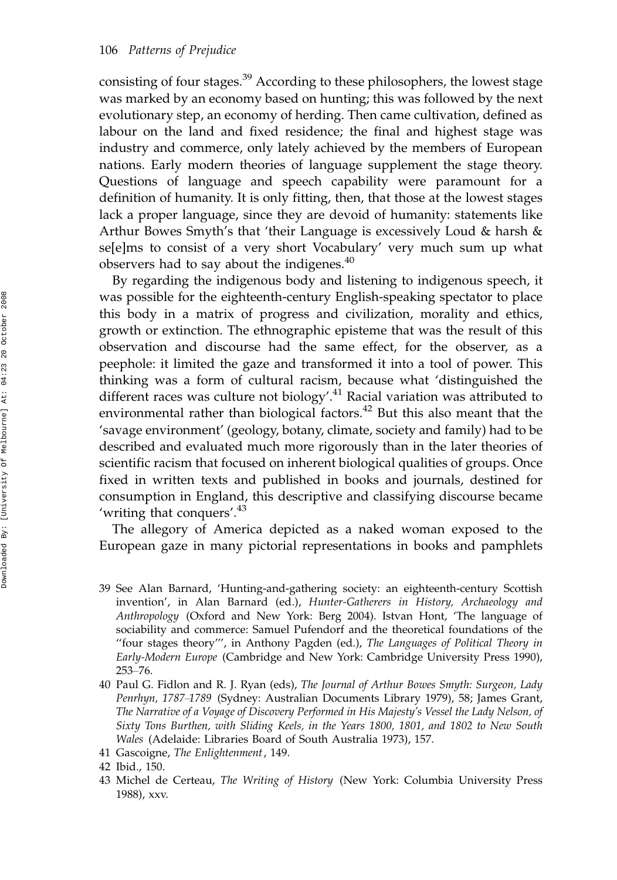consisting of four stages.[39] According to these philosophers, the lowest stage was marked by an economy based on hunting; this was followed by the next evolutionary step, an economy of herding. Then came cultivation, defined as labour on the land and fixed residence; the final and highest stage was industry and commerce, only lately achieved by the members of European nations. Early modern theories of language supplement the stage theory. Questions of language and speech capability were paramount for a definition of humanity. It is only fitting, then, that those at the lowest stages lack a proper language, since they are devoid of humanity: statements like Arthur Bowes Smyth's that 'their Language is excessively Loud & harsh & se[e]ms to consist of a very short Vocabulary' very much sum up what observers had to say about the indigenes.[40]

By regarding the indigenous body and listening to indigenous speech, it was possible for the eighteenth-century English-speaking spectator to place this body in a matrix of progress and civilization, morality and ethics, growth or extinction. The ethnographic episteme that was the result of this observation and discourse had the same effect, for the observer, as a peephole: it limited the gaze and transformed it into a tool of power. This thinking was a form of cultural racism, because what 'distinguished the different races was culture not biology'.[41] Racial variation was attributed to environmental rather than biological factors.[42] But this also meant that the 'savage environment' (geology, botany, climate, society and family) had to be described and evaluated much more rigorously than in the later theories of scientific racism that focused on inherent biological qualities of groups. Once fixed in written texts and published in books and journals, destined for consumption in England, this descriptive and classifying discourse became 'writing that conquers'.[43]

The allegory of America depicted as a naked woman exposed to the European gaze in many pictorial representations in books and pamphlets

39 See Alan Barnard, 'Hunting-and-gathering society: an eighteenth-century Scottish invention', in Alan Barnard (ed.), *Hunter-Gatherers in History, Archaeology and Anthropology* (Oxford and New York: Berg 2004). Istvan Hont, 'The language of sociability and commerce: Samuel Pufendorf and the theoretical foundations of the "four stages theory"', in Anthony Pagden (ed.), *The Languages of Political Theory in Early-Modern Europe* (Cambridge and New York: Cambridge University Press 1990), 253–76.

40 Paul G. Fidlon and R. J. Ryan (eds), *The Journal of Arthur Bowes Smyth: Surgeon, Lady Penrhyn, 1787–1789* (Sydney: Australian Documents Library 1979), 58; James Grant, *The Narrative of a Voyage of Discovery Performed in His Majesty's Vessel the Lady Nelson, of Sixty Tons Burthen, with Sliding Keels, in the Years 1800, 1801, and 1802 to New South Wales* (Adelaide: Libraries Board of South Australia 1973), 157.

41 Gascoigne, *The Enlightenment*, 149.

42 Ibid., 150.

43 Michel de Certeau, *The Writing of History* (New York: Columbia University Press 1988), xxv.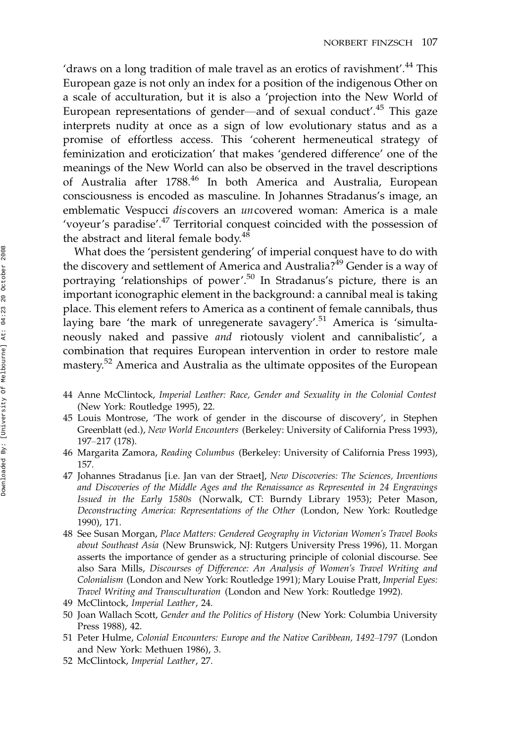'draws on a long tradition of male travel as an erotics of ravishment'.[44] This European gaze is not only an index for a position of the indigenous Other on a scale of acculturation, but it is also a 'projection into the New World of European representations of gender—and of sexual conduct'.[45] This gaze interprets nudity at once as a sign of low evolutionary status and as a promise of effortless access. This 'coherent hermeneutical strategy of feminization and eroticization' that makes 'gendered difference' one of the meanings of the New World can also be observed in the travel descriptions of Australia after 1788.[46] In both America and Australia, European consciousness is encoded as masculine. In Johannes Stradanus's image, an emblematic Vespucci *dis*covers an *un*covered woman: America is a male 'voyeur's paradise'.[47] Territorial conquest coincided with the possession of the abstract and literal female body.[48]

What does the 'persistent gendering' of imperial conquest have to do with the discovery and settlement of America and Australia?[49] Gender is a way of portraying 'relationships of power'.[50] In Stradanus's picture, there is an important iconographic element in the background: a cannibal meal is taking place. This element refers to America as a continent of female cannibals, thus laying bare 'the mark of unregenerate savagery'.[51] America is 'simultaneously naked and passive *and* riotously violent and cannibalistic', a combination that requires European intervention in order to restore male mastery.[52] America and Australia as the ultimate opposites of the European

44 Anne McClintock, *Imperial Leather: Race, Gender and Sexuality in the Colonial Contest* (New York: Routledge 1995), 22.

45 Louis Montrose, 'The work of gender in the discourse of discovery', in Stephen Greenblatt (ed.), *New World Encounters* (Berkeley: University of California Press 1993), 197–217 (178).

46 Margarita Zamora, *Reading Columbus* (Berkeley: University of California Press 1993), 157.

47 Johannes Stradanus [i.e. Jan van der Straet], *New Discoveries: The Sciences, Inventions and Discoveries of the Middle Ages and the Renaissance as Represented in 24 Engravings Issued in the Early 1580s* (Norwalk, CT: Burndy Library 1953); Peter Mason, *Deconstructing America: Representations of the Other* (London, New York: Routledge 1990), 171.

48 See Susan Morgan, *Place Matters: Gendered Geography in Victorian Women's Travel Books about Southeast Asia* (New Brunswick, NJ: Rutgers University Press 1996), 11. Morgan asserts the importance of gender as a structuring principle of colonial discourse. See also Sara Mills, *Discourses of Difference: An Analysis of Women's Travel Writing and Colonialism* (London and New York: Routledge 1991); Mary Louise Pratt, *Imperial Eyes: Travel Writing and Transculturation* (London and New York: Routledge 1992).

49 McClintock, *Imperial Leather*, 24.

50 Joan Wallach Scott, *Gender and the Politics of History* (New York: Columbia University Press 1988), 42.

51 Peter Hulme, *Colonial Encounters: Europe and the Native Caribbean, 1492–1797* (London and New York: Methuen 1986), 3.

52 McClintock, *Imperial Leather*, 27.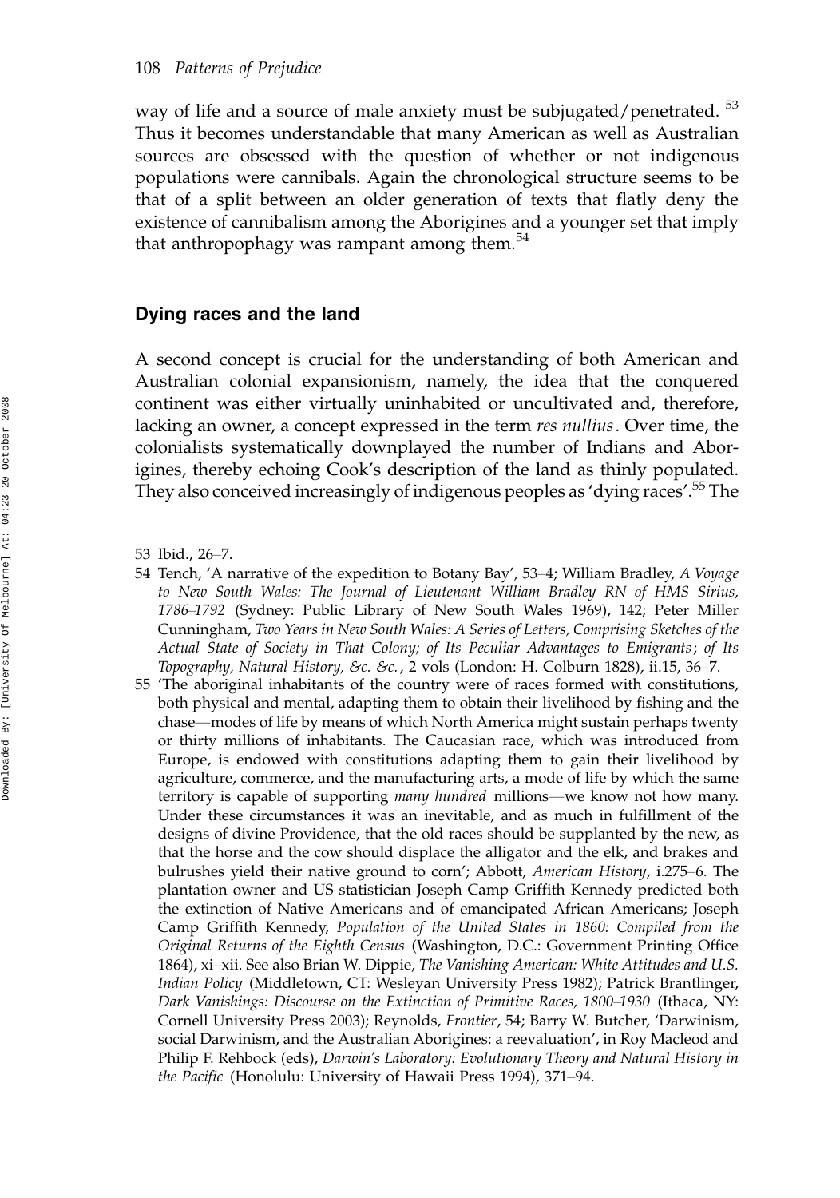way of life and a source of male anxiety must be subjugated/penetrated.[53] Thus it becomes understandable that many American as well as Australian sources are obsessed with the question of whether or not indigenous populations were cannibals. Again the chronological structure seems to be that of a split between an older generation of texts that flatly deny the existence of cannibalism among the Aborigines and a younger set that imply that anthropophagy was rampant among them.[54]

## Dying races and the land

A second concept is crucial for the understanding of both American and Australian colonial expansionism, namely, the idea that the conquered continent was either virtually uninhabited or uncultivated and, therefore, lacking an owner, a concept expressed in the term *res nullius*. Over time, the colonialists systematically downplayed the number of Indians and Aborigines, thereby echoing Cook's description of the land as thinly populated. They also conceived increasingly of indigenous peoples as 'dying races'.[55] The

53 Ibid., 26–7.

54 Tench, 'A narrative of the expedition to Botany Bay', 53–4; William Bradley, *A Voyage to New South Wales: The Journal of Lieutenant William Bradley RN of HMS Sirius, 1786–1792* (Sydney: Public Library of New South Wales 1969), 142; Peter Miller Cunningham, *Two Years in New South Wales: A Series of Letters, Comprising Sketches of the Actual State of Society in That Colony; of Its Peculiar Advantages to Emigrants; of Its Topography, Natural History, &c. &c.*, 2 vols (London: H. Colburn 1828), ii.15, 36–7.

55 'The aboriginal inhabitants of the country were of races formed with constitutions, both physical and mental, adapting them to obtain their livelihood by fishing and the chase—modes of life by means of which North America might sustain perhaps twenty or thirty millions of inhabitants. The Caucasian race, which was introduced from Europe, is endowed with constitutions adapting them to gain their livelihood by agriculture, commerce, and the manufacturing arts, a mode of life by which the same territory is capable of supporting *many hundred* millions—we know not how many. Under these circumstances it was an inevitable, and as much in fulfillment of the designs of divine Providence, that the old races should be supplanted by the new, as that the horse and the cow should displace the alligator and the elk, and brakes and bulrushes yield their native ground to corn'; Abbott, *American History*, i.275–6. The plantation owner and US statistician Joseph Camp Griffith Kennedy predicted both the extinction of Native Americans and of emancipated African Americans; Joseph Camp Griffith Kennedy, *Population of the United States in 1860: Compiled from the Original Returns of the Eighth Census* (Washington, D.C.: Government Printing Office 1864), xi–xii. See also Brian W. Dippie, *The Vanishing American: White Attitudes and U.S. Indian Policy* (Middletown, CT: Wesleyan University Press 1982); Patrick Brantlinger, *Dark Vanishings: Discourse on the Extinction of Primitive Races, 1800–1930* (Ithaca, NY: Cornell University Press 2003); Reynolds, *Frontier*, 54; Barry W. Butcher, 'Darwinism, social Darwinism, and the Australian Aborigines: a reevaluation', in Roy Macleod and Philip F. Rehbock (eds), *Darwin's Laboratory: Evolutionary Theory and Natural History in the Pacific* (Honolulu: University of Hawaii Press 1994), 371–94.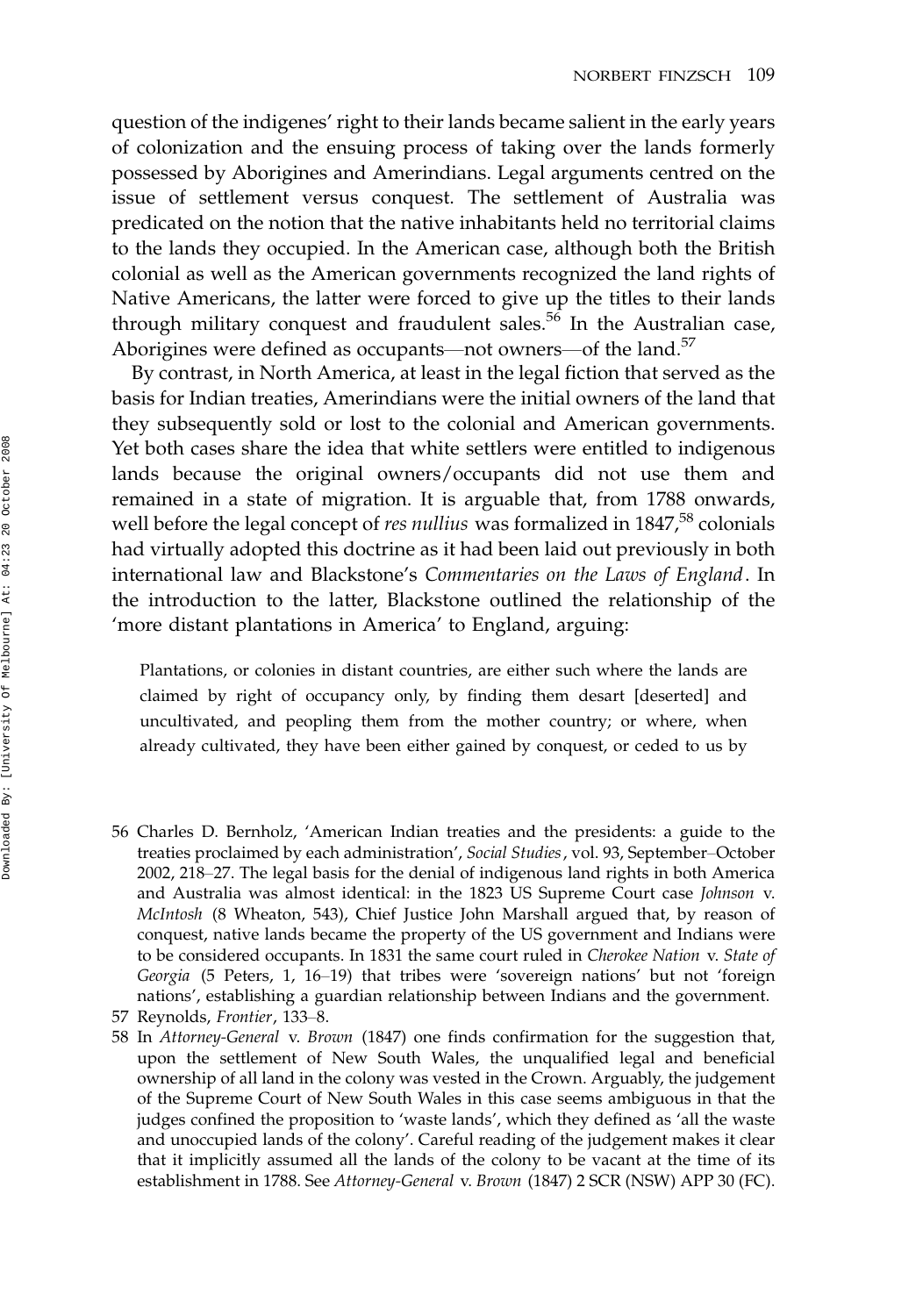question of the indigenes' right to their lands became salient in the early years of colonization and the ensuing process of taking over the lands formerly possessed by Aborigines and Amerindians. Legal arguments centred on the issue of settlement versus conquest. The settlement of Australia was predicated on the notion that the native inhabitants held no territorial claims to the lands they occupied. In the American case, although both the British colonial as well as the American governments recognized the land rights of Native Americans, the latter were forced to give up the titles to their lands through military conquest and fraudulent sales.[56] In the Australian case, Aborigines were defined as occupants—not owners—of the land.[57]

By contrast, in North America, at least in the legal fiction that served as the basis for Indian treaties, Amerindians were the initial owners of the land that they subsequently sold or lost to the colonial and American governments. Yet both cases share the idea that white settlers were entitled to indigenous lands because the original owners/occupants did not use them and remained in a state of migration. It is arguable that, from 1788 onwards, well before the legal concept of *res nullius* was formalized in 1847,[58] colonials had virtually adopted this doctrine as it had been laid out previously in both international law and Blackstone's *Commentaries on the Laws of England*. In the introduction to the latter, Blackstone outlined the relationship of the 'more distant plantations in America' to England, arguing:

> Plantations, or colonies in distant countries, are either such where the lands are claimed by right of occupancy only, by finding them desart [deserted] and uncultivated, and peopling them from the mother country; or where, when already cultivated, they have been either gained by conquest, or ceded to us by

56 Charles D. Bernholz, 'American Indian treaties and the presidents: a guide to the treaties proclaimed by each administration', *Social Studies*, vol. 93, September–October 2002, 218–27. The legal basis for the denial of indigenous land rights in both America and Australia was almost identical: in the 1823 US Supreme Court case *Johnson* v. *McIntosh* (8 Wheaton, 543), Chief Justice John Marshall argued that, by reason of conquest, native lands became the property of the US government and Indians were to be considered occupants. In 1831 the same court ruled in *Cherokee Nation* v. *State of Georgia* (5 Peters, 1, 16–19) that tribes were 'sovereign nations' but not 'foreign nations', establishing a guardian relationship between Indians and the government.

57 Reynolds, *Frontier*, 133–8.

58 In *Attorney-General* v. *Brown* (1847) one finds confirmation for the suggestion that, upon the settlement of New South Wales, the unqualified legal and beneficial ownership of all land in the colony was vested in the Crown. Arguably, the judgement of the Supreme Court of New South Wales in this case seems ambiguous in that the judges confined the proposition to 'waste lands', which they defined as 'all the waste and unoccupied lands of the colony'. Careful reading of the judgement makes it clear that it implicitly assumed all the lands of the colony to be vacant at the time of its establishment in 1788. See *Attorney-General* v. *Brown* (1847) 2 SCR (NSW) APP 30 (FC).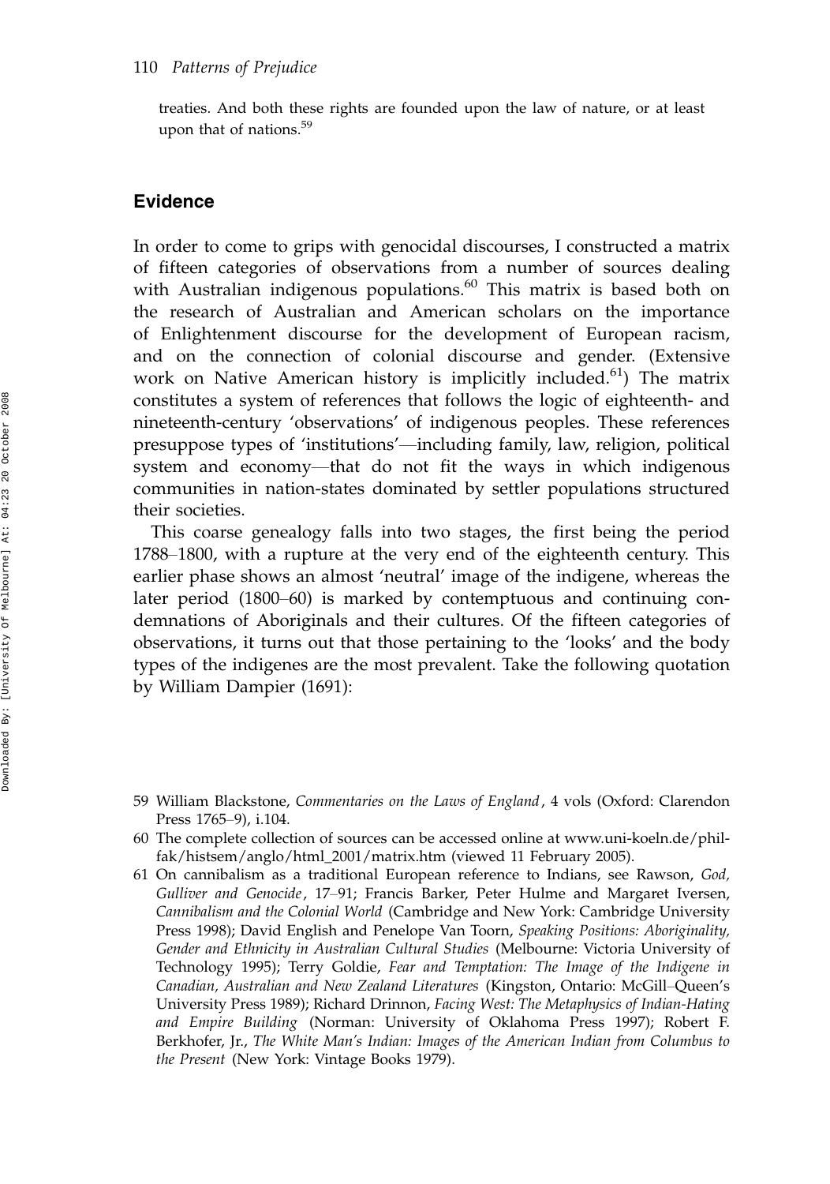treaties. And both these rights are founded upon the law of nature, or at least upon that of nations.[59]

## Evidence

In order to come to grips with genocidal discourses, I constructed a matrix of fifteen categories of observations from a number of sources dealing with Australian indigenous populations.[60] This matrix is based both on the research of Australian and American scholars on the importance of Enlightenment discourse for the development of European racism, and on the connection of colonial discourse and gender. (Extensive work on Native American history is implicitly included.[61]) The matrix constitutes a system of references that follows the logic of eighteenth- and nineteenth-century 'observations' of indigenous peoples. These references presuppose types of 'institutions'—including family, law, religion, political system and economy—that do not fit the ways in which indigenous communities in nation-states dominated by settler populations structured their societies.

This coarse genealogy falls into two stages, the first being the period 1788–1800, with a rupture at the very end of the eighteenth century. This earlier phase shows an almost 'neutral' image of the indigene, whereas the later period (1800–60) is marked by contemptuous and continuing condemnations of Aboriginals and their cultures. Of the fifteen categories of observations, it turns out that those pertaining to the 'looks' and the body types of the indigenes are the most prevalent. Take the following quotation by William Dampier (1691):

---

59 William Blackstone, *Commentaries on the Laws of England*, 4 vols (Oxford: Clarendon Press 1765–9), i.104.

60 The complete collection of sources can be accessed online at www.uni-koeln.de/phil-fak/histsem/anglo/html_2001/matrix.htm (viewed 11 February 2005).

61 On cannibalism as a traditional European reference to Indians, see Rawson, *God, Gulliver and Genocide*, 17–91; Francis Barker, Peter Hulme and Margaret Iversen, *Cannibalism and the Colonial World* (Cambridge and New York: Cambridge University Press 1998); David English and Penelope Van Toorn, *Speaking Positions: Aboriginality, Gender and Ethnicity in Australian Cultural Studies* (Melbourne: Victoria University of Technology 1995); Terry Goldie, *Fear and Temptation: The Image of the Indigene in Canadian, Australian and New Zealand Literatures* (Kingston, Ontario: McGill–Queen's University Press 1989); Richard Drinnon, *Facing West: The Metaphysics of Indian-Hating and Empire Building* (Norman: University of Oklahoma Press 1997); Robert F. Berkhofer, Jr., *The White Man's Indian: Images of the American Indian from Columbus to the Present* (New York: Vintage Books 1979).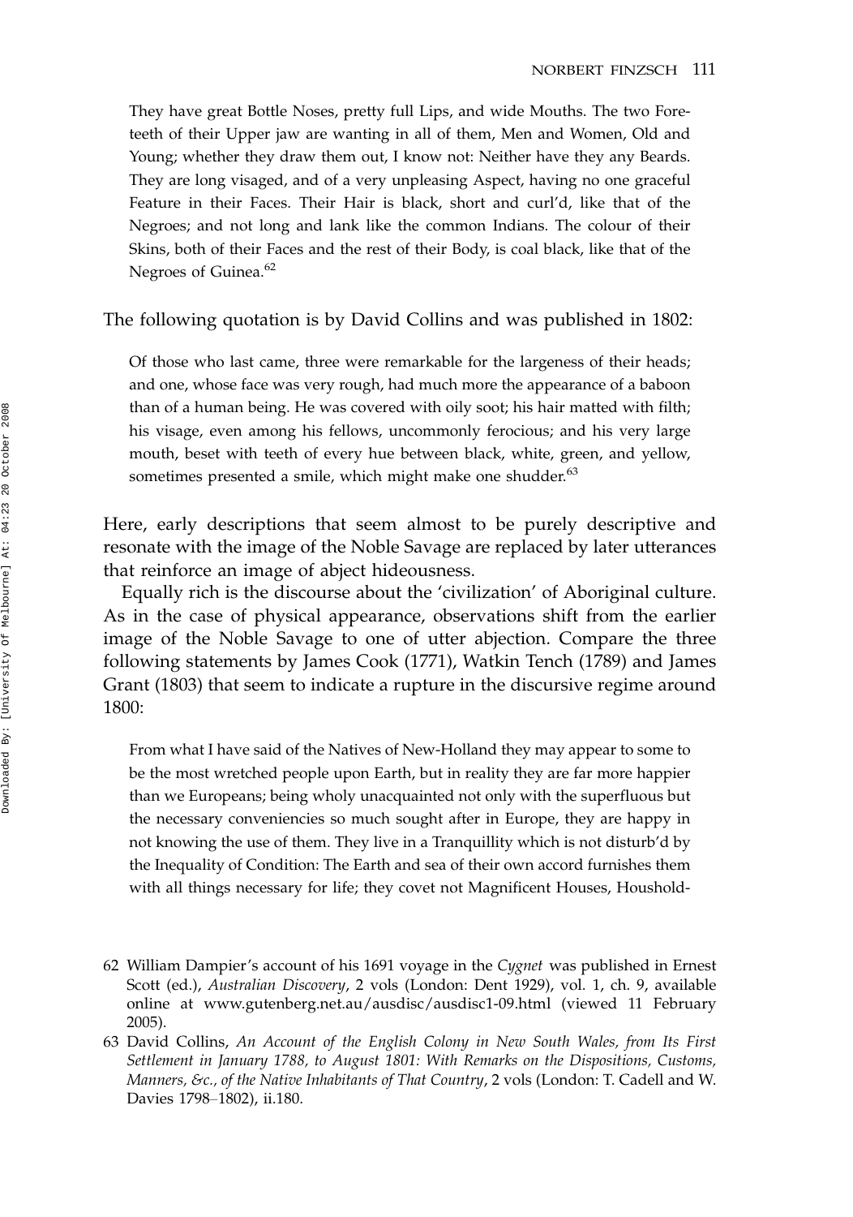> They have great Bottle Noses, pretty full Lips, and wide Mouths. The two Fore-teeth of their Upper jaw are wanting in all of them, Men and Women, Old and Young; whether they draw them out, I know not: Neither have they any Beards. They are long visaged, and of a very unpleasing Aspect, having no one graceful Feature in their Faces. Their Hair is black, short and curl'd, like that of the Negroes; and not long and lank like the common Indians. The colour of their Skins, both of their Faces and the rest of their Body, is coal black, like that of the Negroes of Guinea.[62]

The following quotation is by David Collins and was published in 1802:

> Of those who last came, three were remarkable for the largeness of their heads; and one, whose face was very rough, had much more the appearance of a baboon than of a human being. He was covered with oily soot; his hair matted with filth; his visage, even among his fellows, uncommonly ferocious; and his very large mouth, beset with teeth of every hue between black, white, green, and yellow, sometimes presented a smile, which might make one shudder.[63]

Here, early descriptions that seem almost to be purely descriptive and resonate with the image of the Noble Savage are replaced by later utterances that reinforce an image of abject hideousness.

Equally rich is the discourse about the 'civilization' of Aboriginal culture. As in the case of physical appearance, observations shift from the earlier image of the Noble Savage to one of utter abjection. Compare the three following statements by James Cook (1771), Watkin Tench (1789) and James Grant (1803) that seem to indicate a rupture in the discursive regime around 1800:

> From what I have said of the Natives of New-Holland they may appear to some to be the most wretched people upon Earth, but in reality they are far more happier than we Europeans; being wholy unacquainted not only with the superfluous but the necessary conveniencies so much sought after in Europe, they are happy in not knowing the use of them. They live in a Tranquillity which is not disturb'd by the Inequality of Condition: The Earth and sea of their own accord furnishes them with all things necessary for life; they covet not Magnificent Houses, Houshold-

62 William Dampier's account of his 1691 voyage in the *Cygnet* was published in Ernest Scott (ed.), *Australian Discovery*, 2 vols (London: Dent 1929), vol. 1, ch. 9, available online at www.gutenberg.net.au/ausdisc/ausdisc1-09.html (viewed 11 February 2005).

63 David Collins, *An Account of the English Colony in New South Wales, from Its First Settlement in January 1788, to August 1801: With Remarks on the Dispositions, Customs, Manners, &c., of the Native Inhabitants of That Country*, 2 vols (London: T. Cadell and W. Davies 1798–1802), ii.180.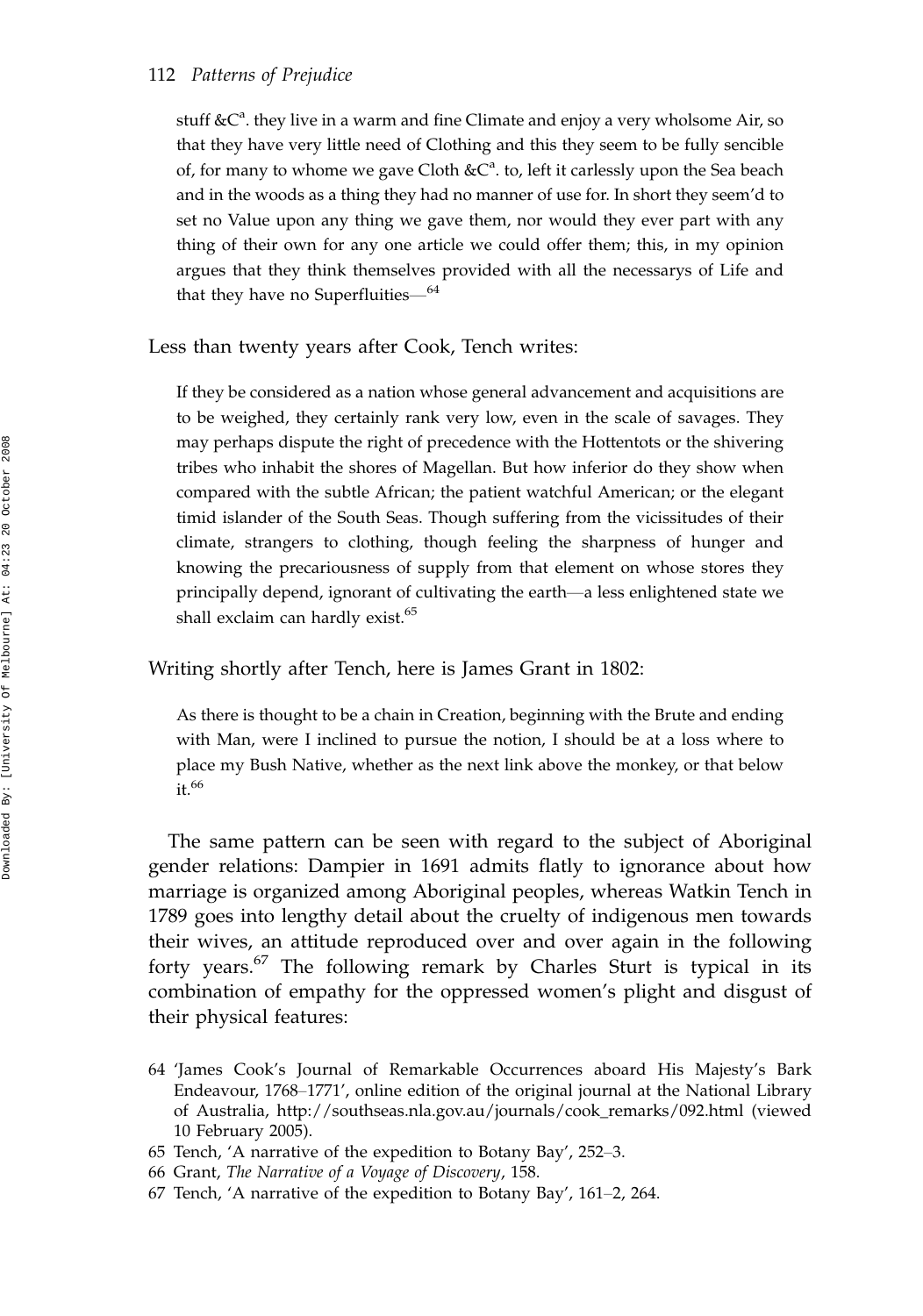stuff &C[a]. they live in a warm and fine Climate and enjoy a very wholsome Air, so that they have very little need of Clothing and this they seem to be fully sencible of, for many to whome we gave Cloth &C[a]. to, left it carlessly upon the Sea beach and in the woods as a thing they had no manner of use for. In short they seem'd to set no Value upon any thing we gave them, nor would they ever part with any thing of their own for any one article we could offer them; this, in my opinion argues that they think themselves provided with all the necessarys of Life and that they have no Superfluities—[64]

Less than twenty years after Cook, Tench writes:

> If they be considered as a nation whose general advancement and acquisitions are to be weighed, they certainly rank very low, even in the scale of savages. They may perhaps dispute the right of precedence with the Hottentots or the shivering tribes who inhabit the shores of Magellan. But how inferior do they show when compared with the subtle African; the patient watchful American; or the elegant timid islander of the South Seas. Though suffering from the vicissitudes of their climate, strangers to clothing, though feeling the sharpness of hunger and knowing the precariousness of supply from that element on whose stores they principally depend, ignorant of cultivating the earth—a less enlightened state we shall exclaim can hardly exist.[65]

Writing shortly after Tench, here is James Grant in 1802:

> As there is thought to be a chain in Creation, beginning with the Brute and ending with Man, were I inclined to pursue the notion, I should be at a loss where to place my Bush Native, whether as the next link above the monkey, or that below it.[66]

The same pattern can be seen with regard to the subject of Aboriginal gender relations: Dampier in 1691 admits flatly to ignorance about how marriage is organized among Aboriginal peoples, whereas Watkin Tench in 1789 goes into lengthy detail about the cruelty of indigenous men towards their wives, an attitude reproduced over and over again in the following forty years.[67] The following remark by Charles Sturt is typical in its combination of empathy for the oppressed women's plight and disgust of their physical features:

64 'James Cook's Journal of Remarkable Occurrences aboard His Majesty's Bark Endeavour, 1768–1771', online edition of the original journal at the National Library of Australia, http://southseas.nla.gov.au/journals/cook_remarks/092.html (viewed 10 February 2005).

65 Tench, 'A narrative of the expedition to Botany Bay', 252–3.

66 Grant, *The Narrative of a Voyage of Discovery*, 158.

67 Tench, 'A narrative of the expedition to Botany Bay', 161–2, 264.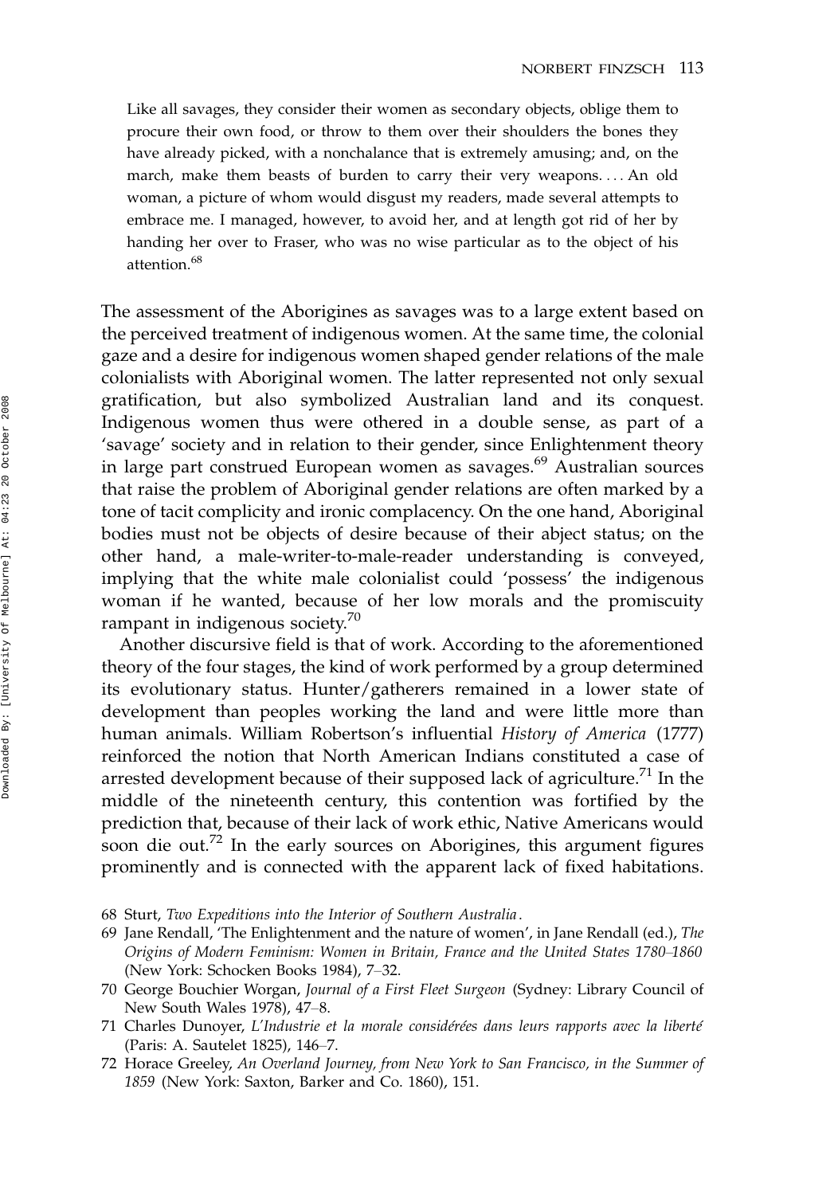> Like all savages, they consider their women as secondary objects, oblige them to procure their own food, or throw to them over their shoulders the bones they have already picked, with a nonchalance that is extremely amusing; and, on the march, make them beasts of burden to carry their very weapons. . . . An old woman, a picture of whom would disgust my readers, made several attempts to embrace me. I managed, however, to avoid her, and at length got rid of her by handing her over to Fraser, who was no wise particular as to the object of his attention.[68]

The assessment of the Aborigines as savages was to a large extent based on the perceived treatment of indigenous women. At the same time, the colonial gaze and a desire for indigenous women shaped gender relations of the male colonialists with Aboriginal women. The latter represented not only sexual gratification, but also symbolized Australian land and its conquest. Indigenous women thus were othered in a double sense, as part of a 'savage' society and in relation to their gender, since Enlightenment theory in large part construed European women as savages.[69] Australian sources that raise the problem of Aboriginal gender relations are often marked by a tone of tacit complicity and ironic complacency. On the one hand, Aboriginal bodies must not be objects of desire because of their abject status; on the other hand, a male-writer-to-male-reader understanding is conveyed, implying that the white male colonialist could 'possess' the indigenous woman if he wanted, because of her low morals and the promiscuity rampant in indigenous society.[70]

Another discursive field is that of work. According to the aforementioned theory of the four stages, the kind of work performed by a group determined its evolutionary status. Hunter/gatherers remained in a lower state of development than peoples working the land and were little more than human animals. William Robertson's influential *History of America* (1777) reinforced the notion that North American Indians constituted a case of arrested development because of their supposed lack of agriculture.[71] In the middle of the nineteenth century, this contention was fortified by the prediction that, because of their lack of work ethic, Native Americans would soon die out.[72] In the early sources on Aborigines, this argument figures prominently and is connected with the apparent lack of fixed habitations.

68 Sturt, *Two Expeditions into the Interior of Southern Australia*.

69 Jane Rendall, 'The Enlightenment and the nature of women', in Jane Rendall (ed.), *The Origins of Modern Feminism: Women in Britain, France and the United States 1780–1860* (New York: Schocken Books 1984), 7–32.

70 George Bouchier Worgan, *Journal of a First Fleet Surgeon* (Sydney: Library Council of New South Wales 1978), 47–8.

71 Charles Dunoyer, *L'Industrie et la morale considérées dans leurs rapports avec la liberté* (Paris: A. Sautelet 1825), 146–7.

72 Horace Greeley, *An Overland Journey, from New York to San Francisco, in the Summer of 1859* (New York: Saxton, Barker and Co. 1860), 151.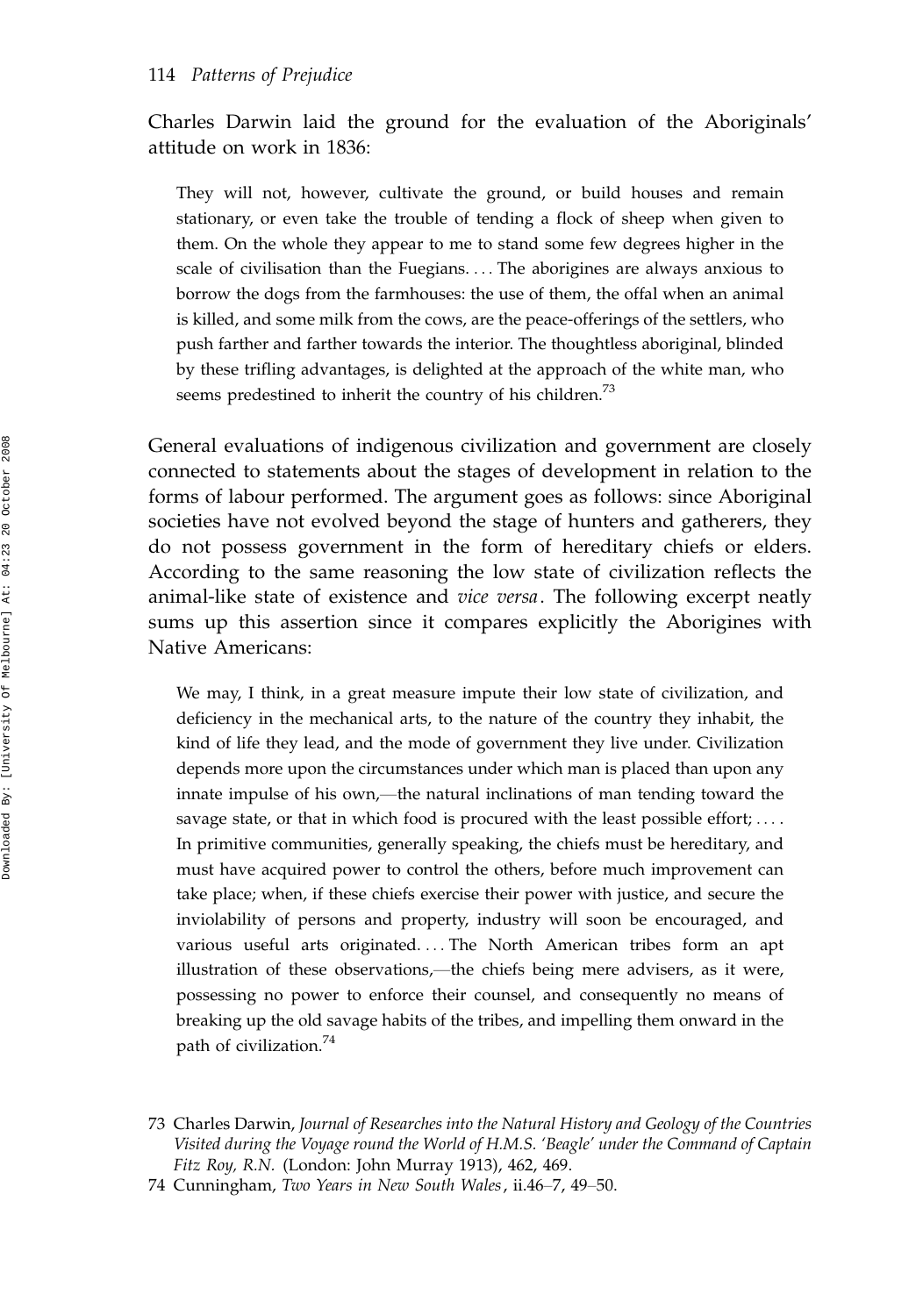Charles Darwin laid the ground for the evaluation of the Aboriginals' attitude on work in 1836:

> They will not, however, cultivate the ground, or build houses and remain stationary, or even take the trouble of tending a flock of sheep when given to them. On the whole they appear to me to stand some few degrees higher in the scale of civilisation than the Fuegians. . . . The aborigines are always anxious to borrow the dogs from the farmhouses: the use of them, the offal when an animal is killed, and some milk from the cows, are the peace-offerings of the settlers, who push farther and farther towards the interior. The thoughtless aboriginal, blinded by these trifling advantages, is delighted at the approach of the white man, who seems predestined to inherit the country of his children.[73]

General evaluations of indigenous civilization and government are closely connected to statements about the stages of development in relation to the forms of labour performed. The argument goes as follows: since Aboriginal societies have not evolved beyond the stage of hunters and gatherers, they do not possess government in the form of hereditary chiefs or elders. According to the same reasoning the low state of civilization reflects the animal-like state of existence and *vice versa*. The following excerpt neatly sums up this assertion since it compares explicitly the Aborigines with Native Americans:

> We may, I think, in a great measure impute their low state of civilization, and deficiency in the mechanical arts, to the nature of the country they inhabit, the kind of life they lead, and the mode of government they live under. Civilization depends more upon the circumstances under which man is placed than upon any innate impulse of his own,—the natural inclinations of man tending toward the savage state, or that in which food is procured with the least possible effort; . . . . In primitive communities, generally speaking, the chiefs must be hereditary, and must have acquired power to control the others, before much improvement can take place; when, if these chiefs exercise their power with justice, and secure the inviolability of persons and property, industry will soon be encouraged, and various useful arts originated. . . . The North American tribes form an apt illustration of these observations,—the chiefs being mere advisers, as it were, possessing no power to enforce their counsel, and consequently no means of breaking up the old savage habits of the tribes, and impelling them onward in the path of civilization.[74]

---

73 Charles Darwin, *Journal of Researches into the Natural History and Geology of the Countries Visited during the Voyage round the World of H.M.S. 'Beagle' under the Command of Captain Fitz Roy, R.N.* (London: John Murray 1913), 462, 469.

74 Cunningham, *Two Years in New South Wales*, ii.46–7, 49–50.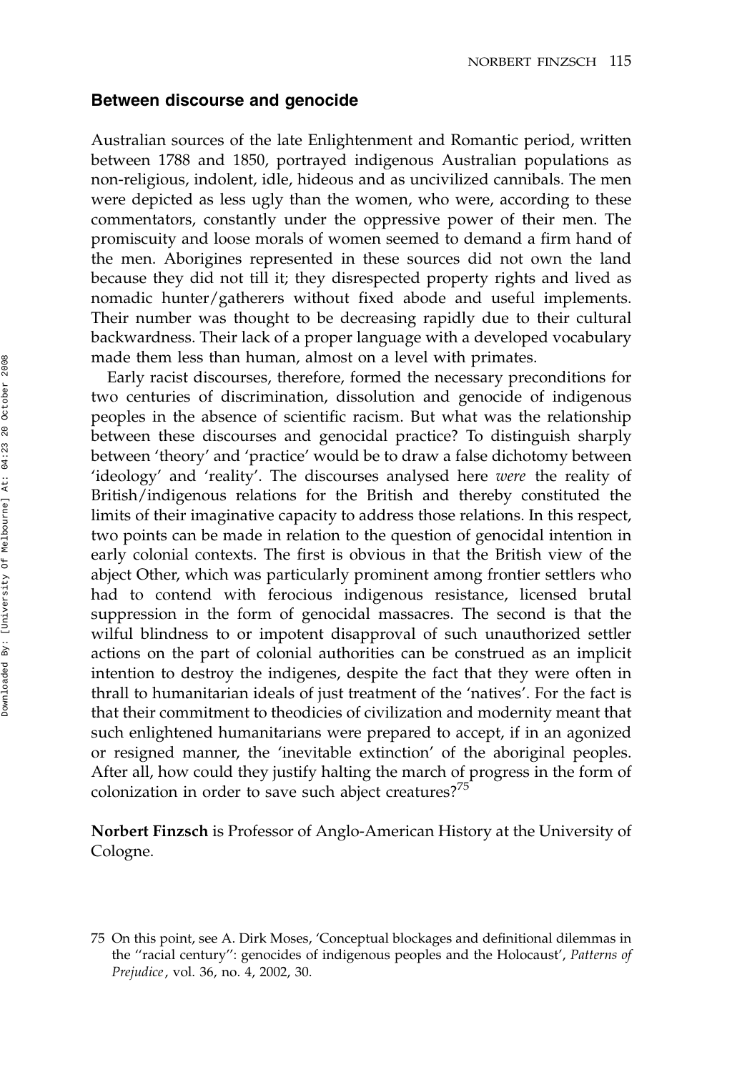## Between discourse and genocide

Australian sources of the late Enlightenment and Romantic period, written between 1788 and 1850, portrayed indigenous Australian populations as non-religious, indolent, idle, hideous and as uncivilized cannibals. The men were depicted as less ugly than the women, who were, according to these commentators, constantly under the oppressive power of their men. The promiscuity and loose morals of women seemed to demand a firm hand of the men. Aborigines represented in these sources did not own the land because they did not till it; they disrespected property rights and lived as nomadic hunter/gatherers without fixed abode and useful implements. Their number was thought to be decreasing rapidly due to their cultural backwardness. Their lack of a proper language with a developed vocabulary made them less than human, almost on a level with primates.

Early racist discourses, therefore, formed the necessary preconditions for two centuries of discrimination, dissolution and genocide of indigenous peoples in the absence of scientific racism. But what was the relationship between these discourses and genocidal practice? To distinguish sharply between 'theory' and 'practice' would be to draw a false dichotomy between 'ideology' and 'reality'. The discourses analysed here *were* the reality of British/indigenous relations for the British and thereby constituted the limits of their imaginative capacity to address those relations. In this respect, two points can be made in relation to the question of genocidal intention in early colonial contexts. The first is obvious in that the British view of the abject Other, which was particularly prominent among frontier settlers who had to contend with ferocious indigenous resistance, licensed brutal suppression in the form of genocidal massacres. The second is that the wilful blindness to or impotent disapproval of such unauthorized settler actions on the part of colonial authorities can be construed as an implicit intention to destroy the indigenes, despite the fact that they were often in thrall to humanitarian ideals of just treatment of the 'natives'. For the fact is that their commitment to theodicies of civilization and modernity meant that such enlightened humanitarians were prepared to accept, if in an agonized or resigned manner, the 'inevitable extinction' of the aboriginal peoples. After all, how could they justify halting the march of progress in the form of colonization in order to save such abject creatures?[75]

**Norbert Finzsch** is Professor of Anglo-American History at the University of Cologne.

75 On this point, see A. Dirk Moses, 'Conceptual blockages and definitional dilemmas in the "racial century": genocides of indigenous peoples and the Holocaust', *Patterns of Prejudice*, vol. 36, no. 4, 2002, 30.